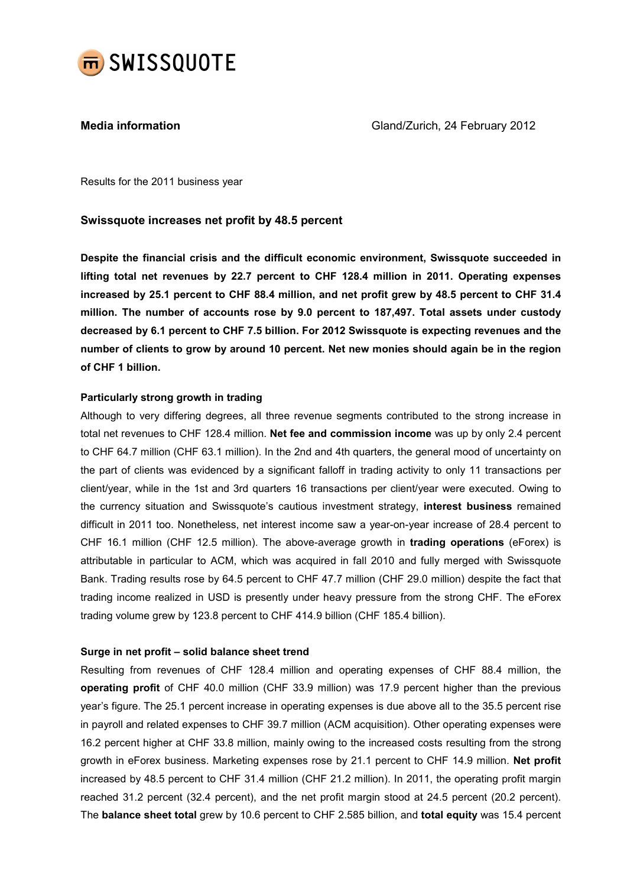SWISSQUOTE

**Media information** Gland/Zurich, 24 February 2012

Results for the 2011 business year

## Swissquote increases net profit by 48.5 percent

**Despite the financial crisis and the difficult economic environment, Swissquote succeeded in lifting total net revenues by 22.7 percent to CHF 128.4 million in 2011. Operating expenses increased by 25.1 percent to CHF 88.4 million, and net profit grew by 48.5 percent to CHF 31.4 million. The number of accounts rose by 9.0 percent to 187,497. Total assets under custody decreased by 6.1 percent to CHF 7.5 billion. For 2012 Swissquote is expecting revenues and the number of clients to grow by around 10 percent. Net new monies should again be in the region of CHF 1 billion.**

### Particularly strong growth in trading

Although to very differing degrees, all three revenue segments contributed to the strong increase in total net revenues to CHF 128.4 million. **Net fee and commission income** was up by only 2.4 percent to CHF 64.7 million (CHF 63.1 million). In the 2nd and 4th quarters, the general mood of uncertainty on the part of clients was evidenced by a significant falloff in trading activity to only 11 transactions per client/year, while in the 1st and 3rd quarters 16 transactions per client/year were executed. Owing to the currency situation and Swissquote's cautious investment strategy, **interest business** remained difficult in 2011 too. Nonetheless, net interest income saw a year-on-year increase of 28.4 percent to CHF 16.1 million (CHF 12.5 million). The above-average growth in **trading operations** (eForex) is attributable in particular to ACM, which was acquired in fall 2010 and fully merged with Swissquote Bank. Trading results rose by 64.5 percent to CHF 47.7 million (CHF 29.0 million) despite the fact that trading income realized in USD is presently under heavy pressure from the strong CHF. The eForex trading volume grew by 123.8 percent to CHF 414.9 billion (CHF 185.4 billion).

### Surge in net profit – solid balance sheet trend

Resulting from revenues of CHF 128.4 million and operating expenses of CHF 88.4 million, the **operating profit** of CHF 40.0 million (CHF 33.9 million) was 17.9 percent higher than the previous year's figure. The 25.1 percent increase in operating expenses is due above all to the 35.5 percent rise in payroll and related expenses to CHF 39.7 million (ACM acquisition). Other operating expenses were 16.2 percent higher at CHF 33.8 million, mainly owing to the increased costs resulting from the strong growth in eForex business. Marketing expenses rose by 21.1 percent to CHF 14.9 million. **Net profit** increased by 48.5 percent to CHF 31.4 million (CHF 21.2 million). In 2011, the operating profit margin reached 31.2 percent (32.4 percent), and the net profit margin stood at 24.5 percent (20.2 percent). The **balance sheet total** grew by 10.6 percent to CHF 2.585 billion, and **total equity** was 15.4 percent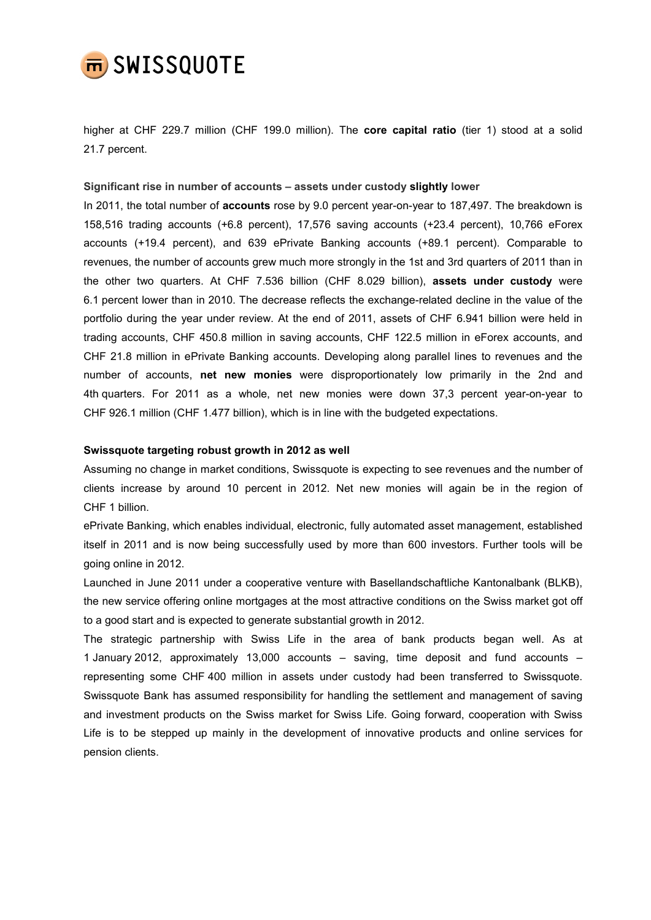higher at CHF 229.7 million (CHF 199.0 million). The **core capital ratio** (tier 1) stood at a solid 21.7 percent.

**Significant rise in number of accounts – assets under custody slightly lower**

In 2011, the total number of **accounts** rose by 9.0 percent year-on-year to 187,497. The breakdown is 158,516 trading accounts (+6.8 percent), 17,576 saving accounts (+23.4 percent), 10,766 eForex accounts (+19.4 percent), and 639 ePrivate Banking accounts (+89.1 percent). Comparable to revenues, the number of accounts grew much more strongly in the 1st and 3rd quarters of 2011 than in the other two quarters. At CHF 7.536 billion (CHF 8.029 billion), **assets under custody** were 6.1 percent lower than in 2010. The decrease reflects the exchange-related decline in the value of the portfolio during the year under review. At the end of 2011, assets of CHF 6.941 billion were held in trading accounts, CHF 450.8 million in saving accounts, CHF 122.5 million in eForex accounts, and CHF 21.8 million in ePrivate Banking accounts. Developing along parallel lines to revenues and the number of accounts, **net new monies** were disproportionately low primarily in the 2nd and 4th quarters. For 2011 as a whole, net new monies were down 37,3 percent year-on-year to CHF 926.1 million (CHF 1.477 billion), which is in line with the budgeted expectations.

**Swissquote targeting robust growth in 2012 as well**

Assuming no change in market conditions, Swissquote is expecting to see revenues and the number of clients increase by around 10 percent in 2012. Net new monies will again be in the region of CHF 1 billion.

ePrivate Banking, which enables individual, electronic, fully automated asset management, established itself in 2011 and is now being successfully used by more than 600 investors. Further tools will be going online in 2012.

Launched in June 2011 under a cooperative venture with Basellandschaftliche Kantonalbank (BLKB), the new service offering online mortgages at the most attractive conditions on the Swiss market got off to a good start and is expected to generate substantial growth in 2012.

The strategic partnership with Swiss Life in the area of bank products began well. As at 1 January 2012, approximately 13,000 accounts – saving, time deposit and fund accounts – representing some CHF 400 million in assets under custody had been transferred to Swissquote. Swissquote Bank has assumed responsibility for handling the settlement and management of saving and investment products on the Swiss market for Swiss Life. Going forward, cooperation with Swiss Life is to be stepped up mainly in the development of innovative products and online services for pension clients.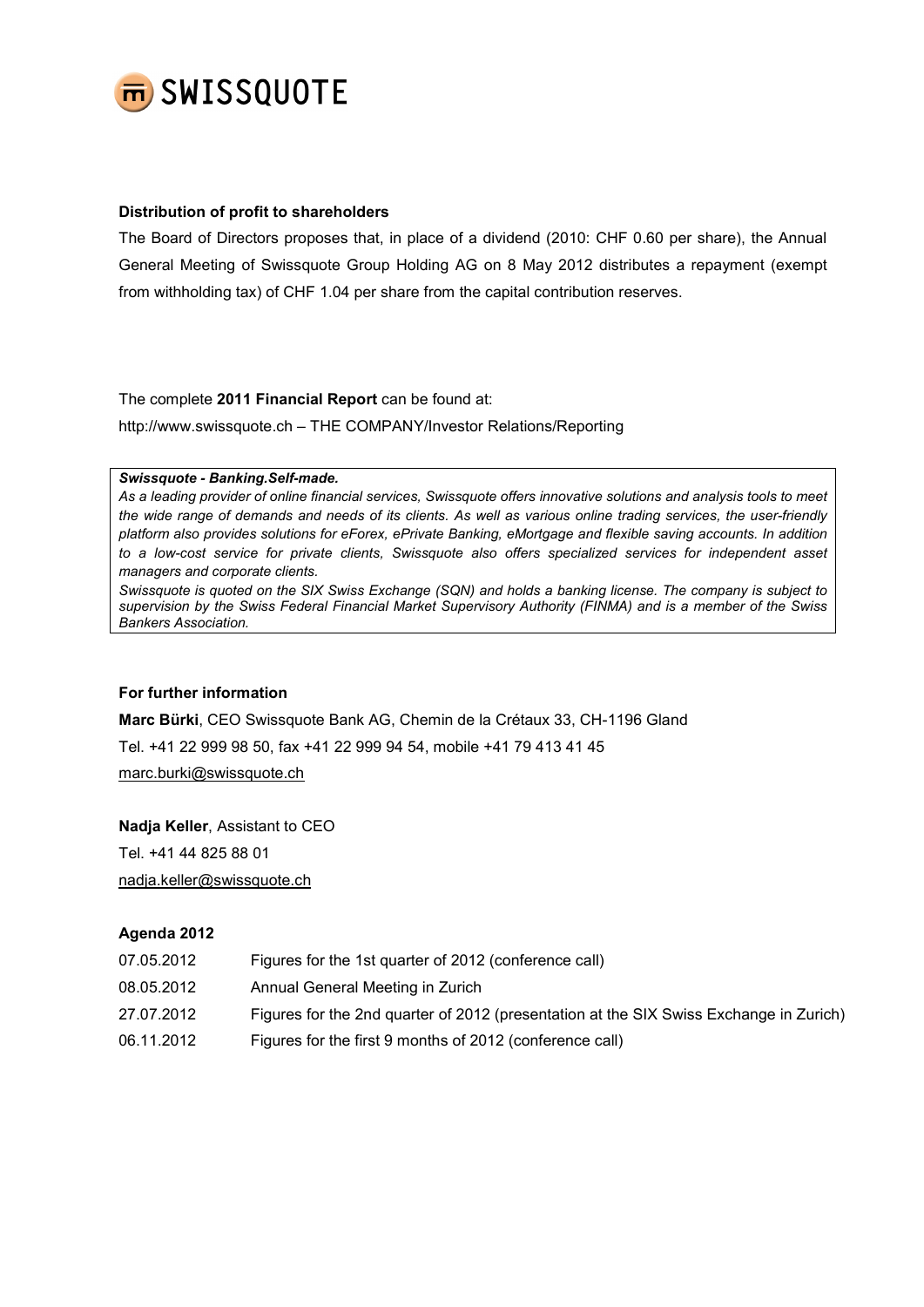**Distribution of profit to shareholders**

The Board of Directors proposes that, in place of a dividend (2010: CHF 0.60 per share), the Annual General Meeting of Swissquote Group Holding AG on 8 May 2012 distributes a repayment (exempt from withholding tax) of CHF 1.04 per share from the capital contribution reserves.

The complete **2011 Financial Report** can be found at:

http://www.swissquote.ch – THE COMPANY/Investor Relations/Reporting

***Swissquote - Banking.Self-made.***

*As a leading provider of online financial services, Swissquote offers innovative solutions and analysis tools to meet the wide range of demands and needs of its clients. As well as various online trading services, the user-friendly platform also provides solutions for eForex, ePrivate Banking, eMortgage and flexible saving accounts. In addition to a low-cost service for private clients, Swissquote also offers specialized services for independent asset managers and corporate clients.*

*Swissquote is quoted on the SIX Swiss Exchange (SQN) and holds a banking license. The company is subject to supervision by the Swiss Federal Financial Market Supervisory Authority (FINMA) and is a member of the Swiss Bankers Association.*

**For further information**

**Marc Bürki**, CEO Swissquote Bank AG, Chemin de la Crétaux 33, CH-1196 Gland

Tel. +41 22 999 98 50, fax +41 22 999 94 54, mobile +41 79 413 41 45

marc.burki@swissquote.ch

**Nadja Keller**, Assistant to CEO

Tel. +41 44 825 88 01

nadja.keller@swissquote.ch

**Agenda 2012**

| | |
|---|---|
| 07.05.2012 | Figures for the 1st quarter of 2012 (conference call) |
| 08.05.2012 | Annual General Meeting in Zurich |
| 27.07.2012 | Figures for the 2nd quarter of 2012 (presentation at the SIX Swiss Exchange in Zurich) |
| 06.11.2012 | Figures for the first 9 months of 2012 (conference call) |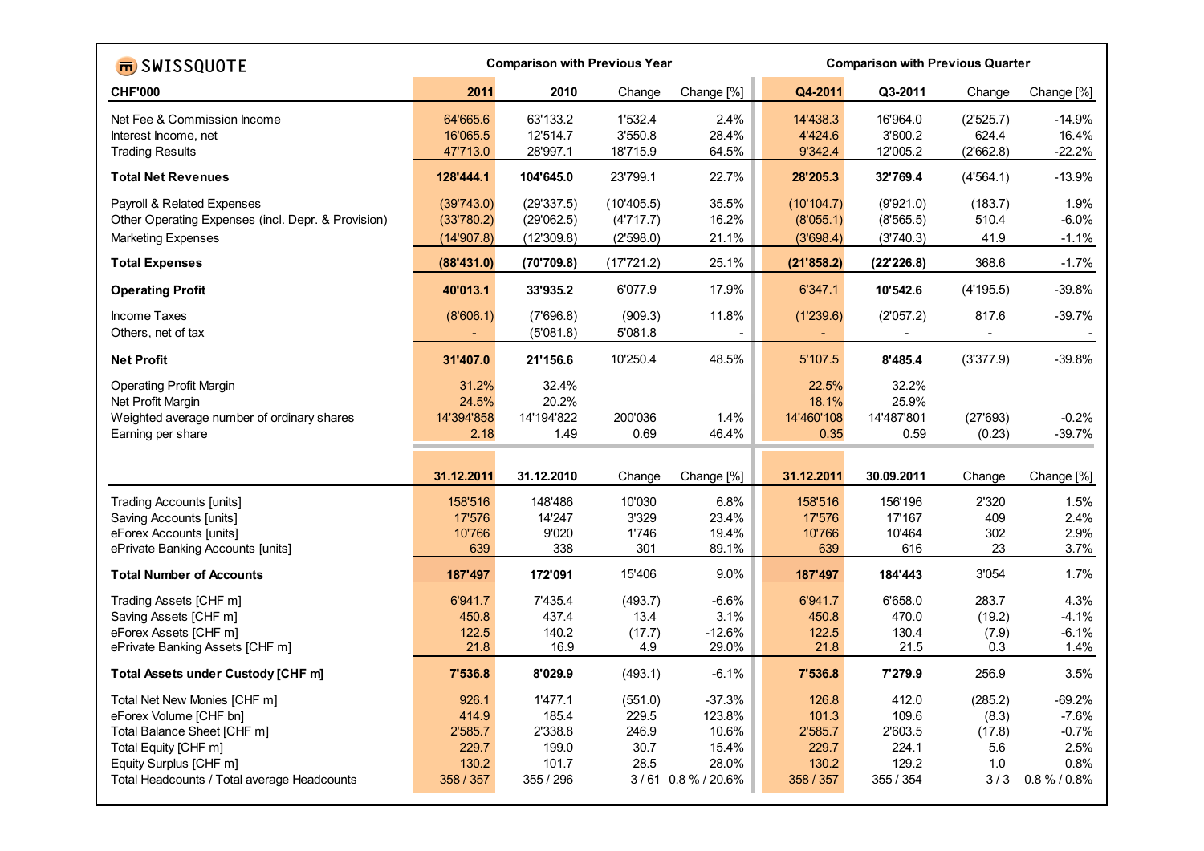SWISSQUOTE

| CHF'000 | 2011 | 2010 | Change | Change [%] | Q4-2011 | Q3-2011 | Change | Change [%] |
|---|---|---|---|---|---|---|---|---|
| | Comparison with Previous Year | | | | Comparison with Previous Quarter | | | |
| Net Fee & Commission Income | 64'665.6 | 63'133.2 | 1'532.4 | 2.4% | 14'438.3 | 16'964.0 | (2'525.7) | -14.9% |
| Interest Income, net | 16'065.5 | 12'514.7 | 3'550.8 | 28.4% | 4'424.6 | 3'800.2 | 624.4 | 16.4% |
| Trading Results | 47'713.0 | 28'997.1 | 18'715.9 | 64.5% | 9'342.4 | 12'005.2 | (2'662.8) | -22.2% |
| **Total Net Revenues** | **128'444.1** | **104'645.0** | 23'799.1 | 22.7% | **28'205.3** | **32'769.4** | (4'564.1) | -13.9% |
| Payroll & Related Expenses | (39'743.0) | (29'337.5) | (10'405.5) | 35.5% | (10'104.7) | (9'921.0) | (183.7) | 1.9% |
| Other Operating Expenses (incl. Depr. & Provision) | (33'780.2) | (29'062.5) | (4'717.7) | 16.2% | (8'055.1) | (8'565.5) | 510.4 | -6.0% |
| Marketing Expenses | (14'907.8) | (12'309.8) | (2'598.0) | 21.1% | (3'698.4) | (3'740.3) | 41.9 | -1.1% |
| **Total Expenses** | **(88'431.0)** | **(70'709.8)** | (17'721.2) | 25.1% | **(21'858.2)** | **(22'226.8)** | 368.6 | -1.7% |
| **Operating Profit** | **40'013.1** | **33'935.2** | 6'077.9 | 17.9% | 6'347.1 | **10'542.6** | (4'195.5) | -39.8% |
| Income Taxes | (8'606.1) | (7'696.8) | (909.3) | 11.8% | (1'239.6) | (2'057.2) | 817.6 | -39.7% |
| Others, net of tax | - | (5'081.8) | 5'081.8 | - | - | - | - | - |
| **Net Profit** | **31'407.0** | **21'156.6** | 10'250.4 | 48.5% | 5'107.5 | **8'485.4** | (3'377.9) | -39.8% |
| Operating Profit Margin | 31.2% | 32.4% | | | 22.5% | 32.2% | | |
| Net Profit Margin | 24.5% | 20.2% | | | 18.1% | 25.9% | | |
| Weighted average number of ordinary shares | 14'394'858 | 14'194'822 | 200'036 | 1.4% | 14'460'108 | 14'487'801 | (27'693) | -0.2% |
| Earning per share | 2.18 | 1.49 | 0.69 | 46.4% | 0.35 | 0.59 | (0.23) | -39.7% |

| | 31.12.2011 | 31.12.2010 | Change | Change [%] | 31.12.2011 | 30.09.2011 | Change | Change [%] |
|---|---|---|---|---|---|---|---|---|
| Trading Accounts [units] | 158'516 | 148'486 | 10'030 | 6.8% | 158'516 | 156'196 | 2'320 | 1.5% |
| Saving Accounts [units] | 17'576 | 14'247 | 3'329 | 23.4% | 17'576 | 17'167 | 409 | 2.4% |
| eForex Accounts [units] | 10'766 | 9'020 | 1'746 | 19.4% | 10'766 | 10'464 | 302 | 2.9% |
| ePrivate Banking Accounts [units] | 639 | 338 | 301 | 89.1% | 639 | 616 | 23 | 3.7% |
| **Total Number of Accounts** | **187'497** | **172'091** | 15'406 | 9.0% | **187'497** | **184'443** | 3'054 | 1.7% |
| Trading Assets [CHF m] | 6'941.7 | 7'435.4 | (493.7) | -6.6% | 6'941.7 | 6'658.0 | 283.7 | 4.3% |
| Saving Assets [CHF m] | 450.8 | 437.4 | 13.4 | 3.1% | 450.8 | 470.0 | (19.2) | -4.1% |
| eForex Assets [CHF m] | 122.5 | 140.2 | (17.7) | -12.6% | 122.5 | 130.4 | (7.9) | -6.1% |
| ePrivate Banking Assets [CHF m] | 21.8 | 16.9 | 4.9 | 29.0% | 21.8 | 21.5 | 0.3 | 1.4% |
| **Total Assets under Custody [CHF m]** | **7'536.8** | **8'029.9** | (493.1) | -6.1% | **7'536.8** | **7'279.9** | 256.9 | 3.5% |
| Total Net New Monies [CHF m] | 926.1 | 1'477.1 | (551.0) | -37.3% | 126.8 | 412.0 | (285.2) | -69.2% |
| eForex Volume [CHF bn] | 414.9 | 185.4 | 229.5 | 123.8% | 101.3 | 109.6 | (8.3) | -7.6% |
| Total Balance Sheet [CHF m] | 2'585.7 | 2'338.8 | 246.9 | 10.6% | 2'585.7 | 2'603.5 | (17.8) | -0.7% |
| Total Equity [CHF m] | 229.7 | 199.0 | 30.7 | 15.4% | 229.7 | 224.1 | 5.6 | 2.5% |
| Equity Surplus [CHF m] | 130.2 | 101.7 | 28.5 | 28.0% | 130.2 | 129.2 | 1.0 | 0.8% |
| Total Headcounts / Total average Headcounts | 358 / 357 | 355 / 296 | 3 / 61 | 0.8 % / 20.6% | 358 / 357 | 355 / 354 | 3 / 3 | 0.8 % / 0.8% |